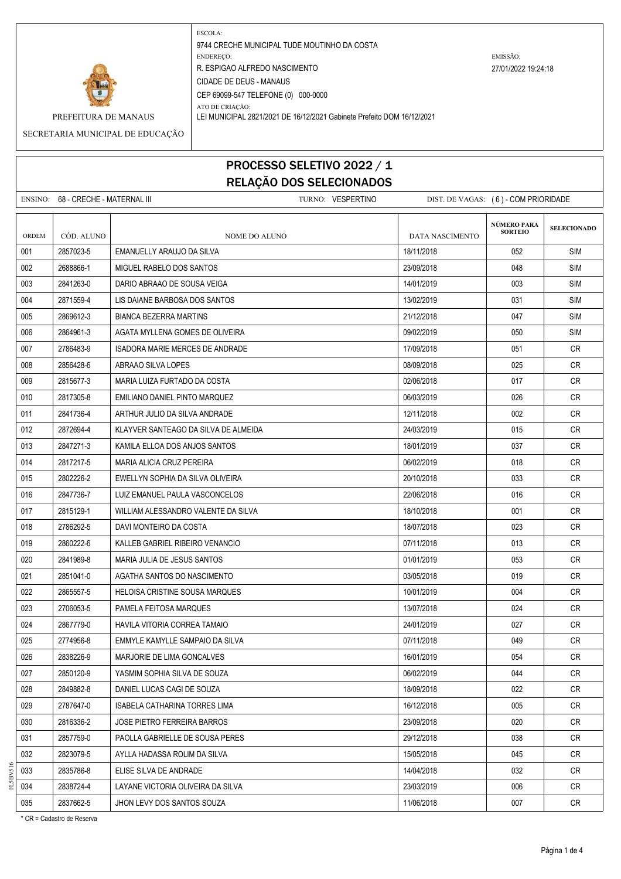PREFEITURA DE MANAUS

SECRETARIA MUNICIPAL DE EDUCAÇÃO

ESCOLA:
9744 CRECHE MUNICIPAL TUDE MOUTINHO DA COSTA

ENDEREÇO:
R. ESPIGAO ALFREDO NASCIMENTO
CIDADE DE DEUS - MANAUS
CEP 69099-547 TELEFONE (0) 000-0000

EMISSÃO:
27/01/2022 19:24:18

ATO DE CRIAÇÃO:
LEI MUNICIPAL 2821/2021 DE 16/12/2021 Gabinete Prefeito DOM 16/12/2021

# PROCESSO SELETIVO 2022 / 1
# RELAÇÃO DOS SELECIONADOS

ENSINO: 68 - CRECHE - MATERNAL III  TURNO: VESPERTINO  DIST. DE VAGAS: ( 6 ) - COM PRIORIDADE

| ORDEM | CÓD. ALUNO | NOME DO ALUNO | DATA NASCIMENTO | NÚMERO PARA SORTEIO | SELECIONADO |
|---|---|---|---|---|---|
| 001 | 2857023-5 | EMANUELLY ARAUJO DA SILVA | 18/11/2018 | 052 | SIM |
| 002 | 2688866-1 | MIGUEL RABELO DOS SANTOS | 23/09/2018 | 048 | SIM |
| 003 | 2841263-0 | DARIO ABRAAO DE SOUSA VEIGA | 14/01/2019 | 003 | SIM |
| 004 | 2871559-4 | LIS DAIANE BARBOSA DOS SANTOS | 13/02/2019 | 031 | SIM |
| 005 | 2869612-3 | BIANCA BEZERRA MARTINS | 21/12/2018 | 047 | SIM |
| 006 | 2864961-3 | AGATA MYLLENA GOMES DE OLIVEIRA | 09/02/2019 | 050 | SIM |
| 007 | 2786483-9 | ISADORA MARIE MERCES DE ANDRADE | 17/09/2018 | 051 | CR |
| 008 | 2856428-6 | ABRAAO SILVA LOPES | 08/09/2018 | 025 | CR |
| 009 | 2815677-3 | MARIA LUIZA FURTADO DA COSTA | 02/06/2018 | 017 | CR |
| 010 | 2817305-8 | EMILIANO DANIEL PINTO MARQUEZ | 06/03/2019 | 026 | CR |
| 011 | 2841736-4 | ARTHUR JULIO DA SILVA ANDRADE | 12/11/2018 | 002 | CR |
| 012 | 2872694-4 | KLAYVER SANTEAGO DA SILVA DE ALMEIDA | 24/03/2019 | 015 | CR |
| 013 | 2847271-3 | KAMILA ELLOA DOS ANJOS SANTOS | 18/01/2019 | 037 | CR |
| 014 | 2817217-5 | MARIA ALICIA CRUZ PEREIRA | 06/02/2019 | 018 | CR |
| 015 | 2802226-2 | EWELLYN SOPHIA DA SILVA OLIVEIRA | 20/10/2018 | 033 | CR |
| 016 | 2847736-7 | LUIZ EMANUEL PAULA VASCONCELOS | 22/06/2018 | 016 | CR |
| 017 | 2815129-1 | WILLIAM ALESSANDRO VALENTE DA SILVA | 18/10/2018 | 001 | CR |
| 018 | 2786292-5 | DAVI MONTEIRO DA COSTA | 18/07/2018 | 023 | CR |
| 019 | 2860222-6 | KALLEB GABRIEL RIBEIRO VENANCIO | 07/11/2018 | 013 | CR |
| 020 | 2841989-8 | MARIA JULIA DE JESUS SANTOS | 01/01/2019 | 053 | CR |
| 021 | 2851041-0 | AGATHA SANTOS DO NASCIMENTO | 03/05/2018 | 019 | CR |
| 022 | 2865557-5 | HELOISA CRISTINE SOUSA MARQUES | 10/01/2019 | 004 | CR |
| 023 | 2706053-5 | PAMELA FEITOSA MARQUES | 13/07/2018 | 024 | CR |
| 024 | 2867779-0 | HAVILA VITORIA CORREA TAMAIO | 24/01/2019 | 027 | CR |
| 025 | 2774956-8 | EMMYLE KAMYLLE SAMPAIO DA SILVA | 07/11/2018 | 049 | CR |
| 026 | 2838226-9 | MARJORIE DE LIMA GONCALVES | 16/01/2019 | 054 | CR |
| 027 | 2850120-9 | YASMIM SOPHIA SILVA DE SOUZA | 06/02/2019 | 044 | CR |
| 028 | 2849882-8 | DANIEL LUCAS CAGI DE SOUZA | 18/09/2018 | 022 | CR |
| 029 | 2787647-0 | ISABELA CATHARINA TORRES LIMA | 16/12/2018 | 005 | CR |
| 030 | 2816336-2 | JOSE PIETRO FERREIRA BARROS | 23/09/2018 | 020 | CR |
| 031 | 2857759-0 | PAOLLA GABRIELLE DE SOUSA PERES | 29/12/2018 | 038 | CR |
| 032 | 2823079-5 | AYLLA HADASSA ROLIM DA SILVA | 15/05/2018 | 045 | CR |
| 033 | 2835786-8 | ELISE SILVA DE ANDRADE | 14/04/2018 | 032 | CR |
| 034 | 2838724-4 | LAYANE VICTORIA OLIVEIRA DA SILVA | 23/03/2019 | 006 | CR |
| 035 | 2837662-5 | JHON LEVY DOS SANTOS SOUZA | 11/06/2018 | 007 | CR |

* CR = Cadastro de Reserva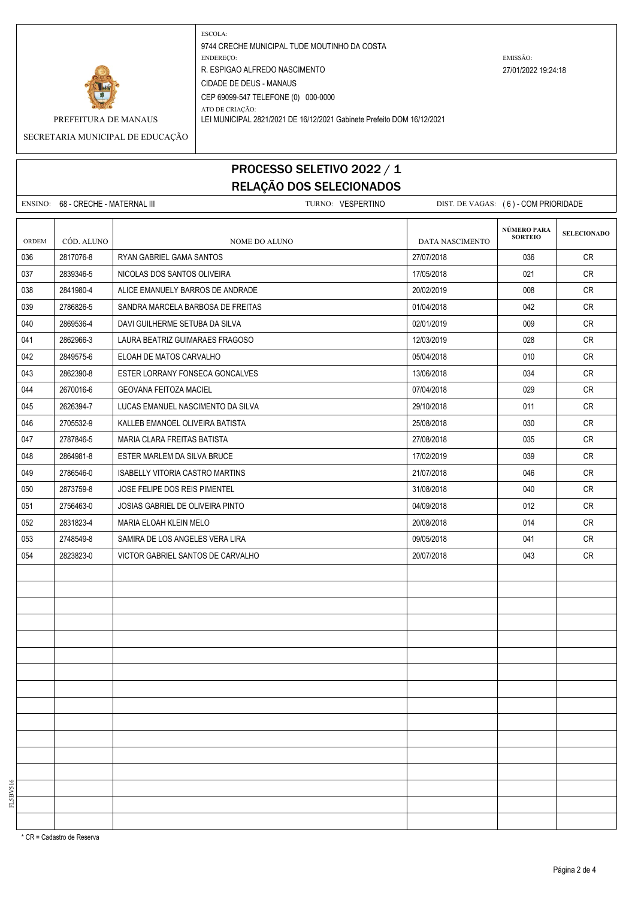PREFEITURA DE MANAUS

SECRETARIA MUNICIPAL DE EDUCAÇÃO

ESCOLA:
9744 CRECHE MUNICIPAL TUDE MOUTINHO DA COSTA

ENDEREÇO:
R. ESPIGAO ALFREDO NASCIMENTO
CIDADE DE DEUS - MANAUS
CEP 69099-547 TELEFONE (0) 000-0000

ATO DE CRIAÇÃO:
LEI MUNICIPAL 2821/2021 DE 16/12/2021 Gabinete Prefeito DOM 16/12/2021

EMISSÃO:
27/01/2022 19:24:18

# PROCESSO SELETIVO 2022 / 1
## RELAÇÃO DOS SELECIONADOS

ENSINO: 68 - CRECHE - MATERNAL III    TURNO: VESPERTINO    DIST. DE VAGAS: ( 6 ) - COM PRIORIDADE

| ORDEM | CÓD. ALUNO | NOME DO ALUNO | DATA NASCIMENTO | NÚMERO PARA SORTEIO | SELECIONADO |
|---|---|---|---|---|---|
| 036 | 2817076-8 | RYAN GABRIEL GAMA SANTOS | 27/07/2018 | 036 | CR |
| 037 | 2839346-5 | NICOLAS DOS SANTOS OLIVEIRA | 17/05/2018 | 021 | CR |
| 038 | 2841980-4 | ALICE EMANUELY BARROS DE ANDRADE | 20/02/2019 | 008 | CR |
| 039 | 2786826-5 | SANDRA MARCELA BARBOSA DE FREITAS | 01/04/2018 | 042 | CR |
| 040 | 2869536-4 | DAVI GUILHERME SETUBA DA SILVA | 02/01/2019 | 009 | CR |
| 041 | 2862966-3 | LAURA BEATRIZ GUIMARAES FRAGOSO | 12/03/2019 | 028 | CR |
| 042 | 2849575-6 | ELOAH DE MATOS CARVALHO | 05/04/2018 | 010 | CR |
| 043 | 2862390-8 | ESTER LORRANY FONSECA GONCALVES | 13/06/2018 | 034 | CR |
| 044 | 2670016-6 | GEOVANA FEITOZA MACIEL | 07/04/2018 | 029 | CR |
| 045 | 2626394-7 | LUCAS EMANUEL NASCIMENTO DA SILVA | 29/10/2018 | 011 | CR |
| 046 | 2705532-9 | KALLEB EMANOEL OLIVEIRA BATISTA | 25/08/2018 | 030 | CR |
| 047 | 2787846-5 | MARIA CLARA FREITAS BATISTA | 27/08/2018 | 035 | CR |
| 048 | 2864981-8 | ESTER MARLEM DA SILVA BRUCE | 17/02/2019 | 039 | CR |
| 049 | 2786546-0 | ISABELLY VITORIA CASTRO MARTINS | 21/07/2018 | 046 | CR |
| 050 | 2873759-8 | JOSE FELIPE DOS REIS PIMENTEL | 31/08/2018 | 040 | CR |
| 051 | 2756463-0 | JOSIAS GABRIEL DE OLIVEIRA PINTO | 04/09/2018 | 012 | CR |
| 052 | 2831823-4 | MARIA ELOAH KLEIN MELO | 20/08/2018 | 014 | CR |
| 053 | 2748549-8 | SAMIRA DE LOS ANGELES VERA LIRA | 09/05/2018 | 041 | CR |
| 054 | 2823823-0 | VICTOR GABRIEL SANTOS DE CARVALHO | 20/07/2018 | 043 | CR |

* CR = Cadastro de Reserva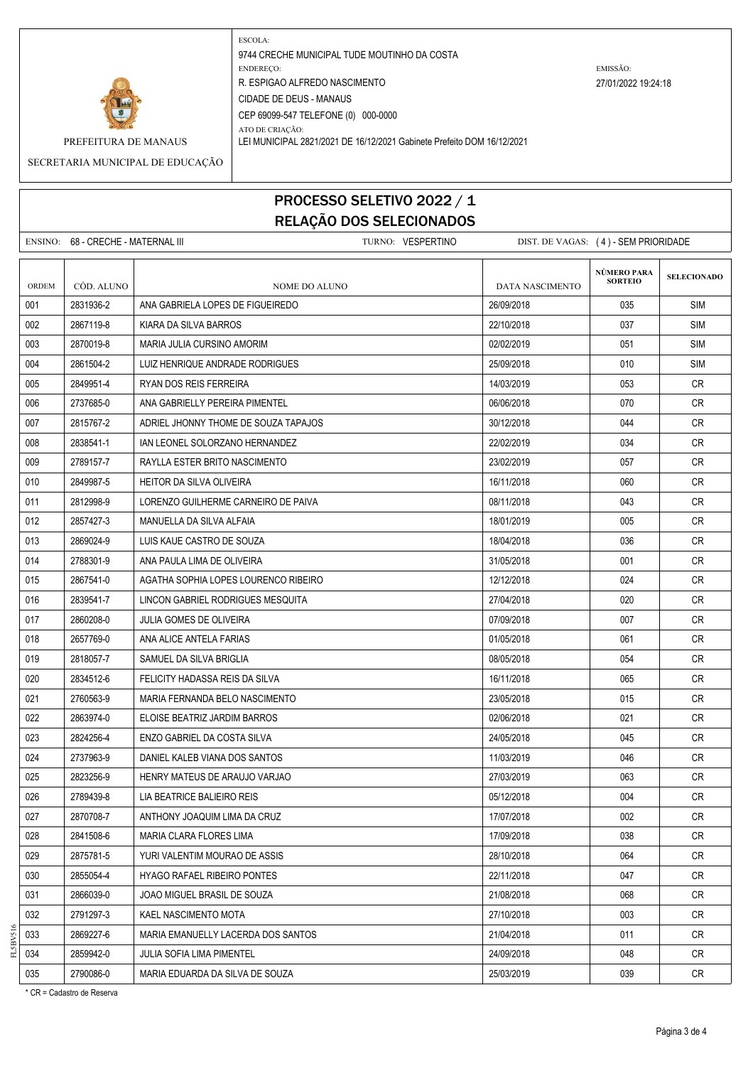PREFEITURA DE MANAUS

SECRETARIA MUNICIPAL DE EDUCAÇÃO

ESCOLA:
9744 CRECHE MUNICIPAL TUDE MOUTINHO DA COSTA

ENDEREÇO:
R. ESPIGAO ALFREDO NASCIMENTO
CIDADE DE DEUS - MANAUS
CEP 69099-547 TELEFONE (0) 000-0000

ATO DE CRIAÇÃO:
LEI MUNICIPAL 2821/2021 DE 16/12/2021 Gabinete Prefeito DOM 16/12/2021

EMISSÃO:
27/01/2022 19:24:18

# PROCESSO SELETIVO 2022 / 1
# RELAÇÃO DOS SELECIONADOS

ENSINO: 68 - CRECHE - MATERNAL III    TURNO: VESPERTINO    DIST. DE VAGAS: ( 4 ) - SEM PRIORIDADE

| ORDEM | CÓD. ALUNO | NOME DO ALUNO | DATA NASCIMENTO | NÚMERO PARA SORTEIO | SELECIONADO |
|---|---|---|---|---|---|
| 001 | 2831936-2 | ANA GABRIELA LOPES DE FIGUEIREDO | 26/09/2018 | 035 | SIM |
| 002 | 2867119-8 | KIARA DA SILVA BARROS | 22/10/2018 | 037 | SIM |
| 003 | 2870019-8 | MARIA JULIA CURSINO AMORIM | 02/02/2019 | 051 | SIM |
| 004 | 2861504-2 | LUIZ HENRIQUE ANDRADE RODRIGUES | 25/09/2018 | 010 | SIM |
| 005 | 2849951-4 | RYAN DOS REIS FERREIRA | 14/03/2019 | 053 | CR |
| 006 | 2737685-0 | ANA GABRIELLY PEREIRA PIMENTEL | 06/06/2018 | 070 | CR |
| 007 | 2815767-2 | ADRIEL JHONNY THOME DE SOUZA TAPAJOS | 30/12/2018 | 044 | CR |
| 008 | 2838541-1 | IAN LEONEL SOLORZANO HERNANDEZ | 22/02/2019 | 034 | CR |
| 009 | 2789157-7 | RAYLLA ESTER BRITO NASCIMENTO | 23/02/2019 | 057 | CR |
| 010 | 2849987-5 | HEITOR DA SILVA OLIVEIRA | 16/11/2018 | 060 | CR |
| 011 | 2812998-9 | LORENZO GUILHERME CARNEIRO DE PAIVA | 08/11/2018 | 043 | CR |
| 012 | 2857427-3 | MANUELLA DA SILVA ALFAIA | 18/01/2019 | 005 | CR |
| 013 | 2869024-9 | LUIS KAUE CASTRO DE SOUZA | 18/04/2018 | 036 | CR |
| 014 | 2788301-9 | ANA PAULA LIMA DE OLIVEIRA | 31/05/2018 | 001 | CR |
| 015 | 2867541-0 | AGATHA SOPHIA LOPES LOURENCO RIBEIRO | 12/12/2018 | 024 | CR |
| 016 | 2839541-7 | LINCON GABRIEL RODRIGUES MESQUITA | 27/04/2018 | 020 | CR |
| 017 | 2860208-0 | JULIA GOMES DE OLIVEIRA | 07/09/2018 | 007 | CR |
| 018 | 2657769-0 | ANA ALICE ANTELA FARIAS | 01/05/2018 | 061 | CR |
| 019 | 2818057-7 | SAMUEL DA SILVA BRIGLIA | 08/05/2018 | 054 | CR |
| 020 | 2834512-6 | FELICITY HADASSA REIS DA SILVA | 16/11/2018 | 065 | CR |
| 021 | 2760563-9 | MARIA FERNANDA BELO NASCIMENTO | 23/05/2018 | 015 | CR |
| 022 | 2863974-0 | ELOISE BEATRIZ JARDIM BARROS | 02/06/2018 | 021 | CR |
| 023 | 2824256-4 | ENZO GABRIEL DA COSTA SILVA | 24/05/2018 | 045 | CR |
| 024 | 2737963-9 | DANIEL KALEB VIANA DOS SANTOS | 11/03/2019 | 046 | CR |
| 025 | 2823256-9 | HENRY MATEUS DE ARAUJO VARJAO | 27/03/2019 | 063 | CR |
| 026 | 2789439-8 | LIA BEATRICE BALIEIRO REIS | 05/12/2018 | 004 | CR |
| 027 | 2870708-7 | ANTHONY JOAQUIM LIMA DA CRUZ | 17/07/2018 | 002 | CR |
| 028 | 2841508-6 | MARIA CLARA FLORES LIMA | 17/09/2018 | 038 | CR |
| 029 | 2875781-5 | YURI VALENTIM MOURAO DE ASSIS | 28/10/2018 | 064 | CR |
| 030 | 2855054-4 | HYAGO RAFAEL RIBEIRO PONTES | 22/11/2018 | 047 | CR |
| 031 | 2866039-0 | JOAO MIGUEL BRASIL DE SOUZA | 21/08/2018 | 068 | CR |
| 032 | 2791297-3 | KAEL NASCIMENTO MOTA | 27/10/2018 | 003 | CR |
| 033 | 2869227-6 | MARIA EMANUELLY LACERDA DOS SANTOS | 21/04/2018 | 011 | CR |
| 034 | 2859942-0 | JULIA SOFIA LIMA PIMENTEL | 24/09/2018 | 048 | CR |
| 035 | 2790086-0 | MARIA EDUARDA DA SILVA DE SOUZA | 25/03/2019 | 039 | CR |

* CR = Cadastro de Reserva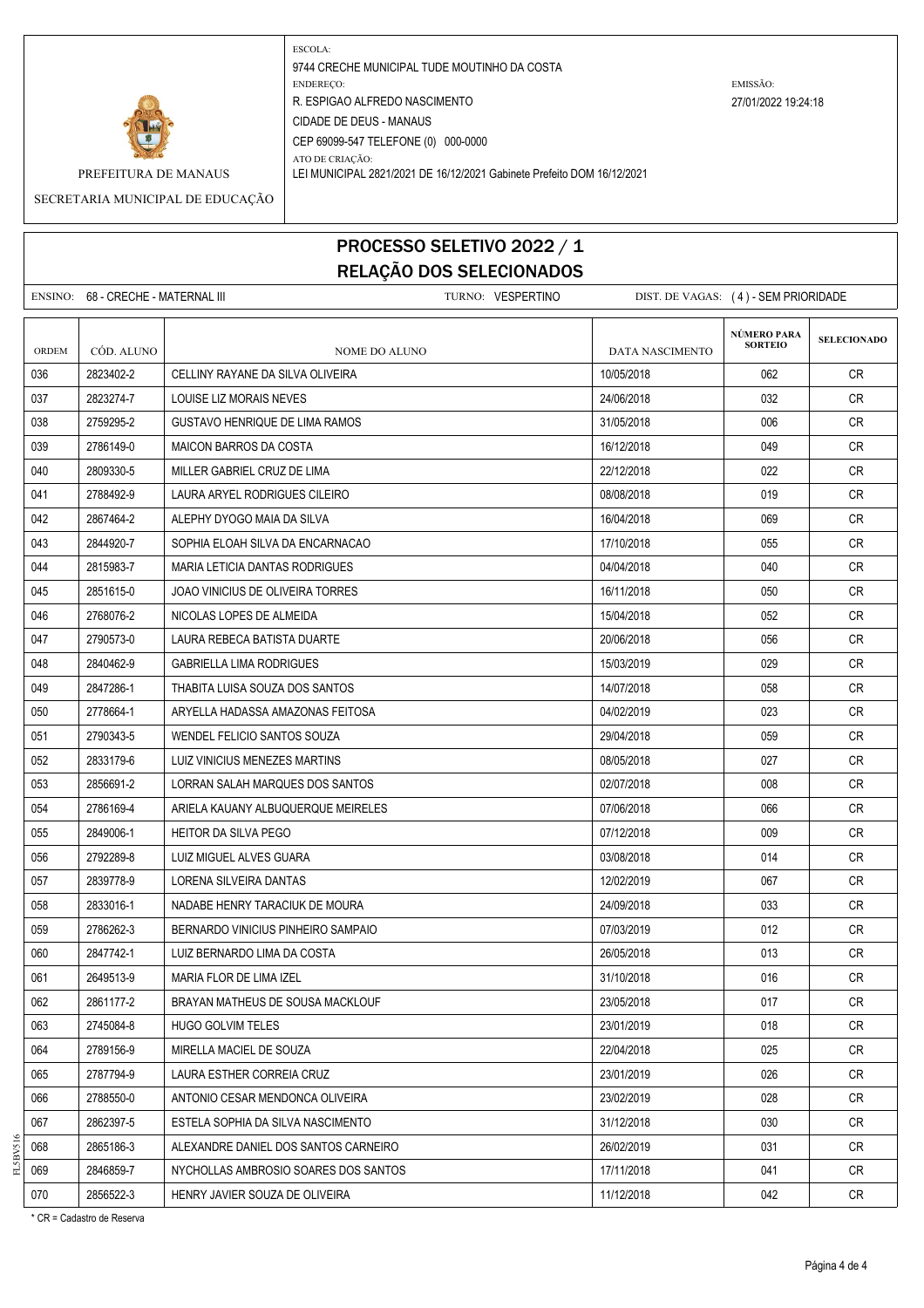PREFEITURA DE MANAUS

SECRETARIA MUNICIPAL DE EDUCAÇÃO

ESCOLA:
9744 CRECHE MUNICIPAL TUDE MOUTINHO DA COSTA

ENDEREÇO:
R. ESPIGAO ALFREDO NASCIMENTO
CIDADE DE DEUS - MANAUS
CEP 69099-547 TELEFONE (0) 000-0000

ATO DE CRIAÇÃO:
LEI MUNICIPAL 2821/2021 DE 16/12/2021 Gabinete Prefeito DOM 16/12/2021

EMISSÃO:
27/01/2022 19:24:18

# PROCESSO SELETIVO 2022 / 1
## RELAÇÃO DOS SELECIONADOS

ENSINO: 68 - CRECHE - MATERNAL III     TURNO: VESPERTINO     DIST. DE VAGAS: ( 4 ) - SEM PRIORIDADE

| ORDEM | CÓD. ALUNO | NOME DO ALUNO | DATA NASCIMENTO | NÚMERO PARA SORTEIO | SELECIONADO |
|---|---|---|---|---|---|
| 036 | 2823402-2 | CELLINY RAYANE DA SILVA OLIVEIRA | 10/05/2018 | 062 | CR |
| 037 | 2823274-7 | LOUISE LIZ MORAIS NEVES | 24/06/2018 | 032 | CR |
| 038 | 2759295-2 | GUSTAVO HENRIQUE DE LIMA RAMOS | 31/05/2018 | 006 | CR |
| 039 | 2786149-0 | MAICON BARROS DA COSTA | 16/12/2018 | 049 | CR |
| 040 | 2809330-5 | MILLER GABRIEL CRUZ DE LIMA | 22/12/2018 | 022 | CR |
| 041 | 2788492-9 | LAURA ARYEL RODRIGUES CILEIRO | 08/08/2018 | 019 | CR |
| 042 | 2867464-2 | ALEPHY DYOGO MAIA DA SILVA | 16/04/2018 | 069 | CR |
| 043 | 2844920-7 | SOPHIA ELOAH SILVA DA ENCARNACAO | 17/10/2018 | 055 | CR |
| 044 | 2815983-7 | MARIA LETICIA DANTAS RODRIGUES | 04/04/2018 | 040 | CR |
| 045 | 2851615-0 | JOAO VINICIUS DE OLIVEIRA TORRES | 16/11/2018 | 050 | CR |
| 046 | 2768076-2 | NICOLAS LOPES DE ALMEIDA | 15/04/2018 | 052 | CR |
| 047 | 2790573-0 | LAURA REBECA BATISTA DUARTE | 20/06/2018 | 056 | CR |
| 048 | 2840462-9 | GABRIELLA LIMA RODRIGUES | 15/03/2019 | 029 | CR |
| 049 | 2847286-1 | THABITA LUISA SOUZA DOS SANTOS | 14/07/2018 | 058 | CR |
| 050 | 2778664-1 | ARYELLA HADASSA AMAZONAS FEITOSA | 04/02/2019 | 023 | CR |
| 051 | 2790343-5 | WENDEL FELICIO SANTOS SOUZA | 29/04/2018 | 059 | CR |
| 052 | 2833179-6 | LUIZ VINICIUS MENEZES MARTINS | 08/05/2018 | 027 | CR |
| 053 | 2856691-2 | LORRAN SALAH MARQUES DOS SANTOS | 02/07/2018 | 008 | CR |
| 054 | 2786169-4 | ARIELA KAUANY ALBUQUERQUE MEIRELES | 07/06/2018 | 066 | CR |
| 055 | 2849006-1 | HEITOR DA SILVA PEGO | 07/12/2018 | 009 | CR |
| 056 | 2792289-8 | LUIZ MIGUEL ALVES GUARA | 03/08/2018 | 014 | CR |
| 057 | 2839778-9 | LORENA SILVEIRA DANTAS | 12/02/2019 | 067 | CR |
| 058 | 2833016-1 | NADABE HENRY TARACIUK DE MOURA | 24/09/2018 | 033 | CR |
| 059 | 2786262-3 | BERNARDO VINICIUS PINHEIRO SAMPAIO | 07/03/2019 | 012 | CR |
| 060 | 2847742-1 | LUIZ BERNARDO LIMA DA COSTA | 26/05/2018 | 013 | CR |
| 061 | 2649513-9 | MARIA FLOR DE LIMA IZEL | 31/10/2018 | 016 | CR |
| 062 | 2861177-2 | BRAYAN MATHEUS DE SOUSA MACKLOUF | 23/05/2018 | 017 | CR |
| 063 | 2745084-8 | HUGO GOLVIM TELES | 23/01/2019 | 018 | CR |
| 064 | 2789156-9 | MIRELLA MACIEL DE SOUZA | 22/04/2018 | 025 | CR |
| 065 | 2787794-9 | LAURA ESTHER CORREIA CRUZ | 23/01/2019 | 026 | CR |
| 066 | 2788550-0 | ANTONIO CESAR MENDONCA OLIVEIRA | 23/02/2019 | 028 | CR |
| 067 | 2862397-5 | ESTELA SOPHIA DA SILVA NASCIMENTO | 31/12/2018 | 030 | CR |
| 068 | 2865186-3 | ALEXANDRE DANIEL DOS SANTOS CARNEIRO | 26/02/2019 | 031 | CR |
| 069 | 2846859-7 | NYCHOLLAS AMBROSIO SOARES DOS SANTOS | 17/11/2018 | 041 | CR |
| 070 | 2856522-3 | HENRY JAVIER SOUZA DE OLIVEIRA | 11/12/2018 | 042 | CR |

* CR = Cadastro de Reserva